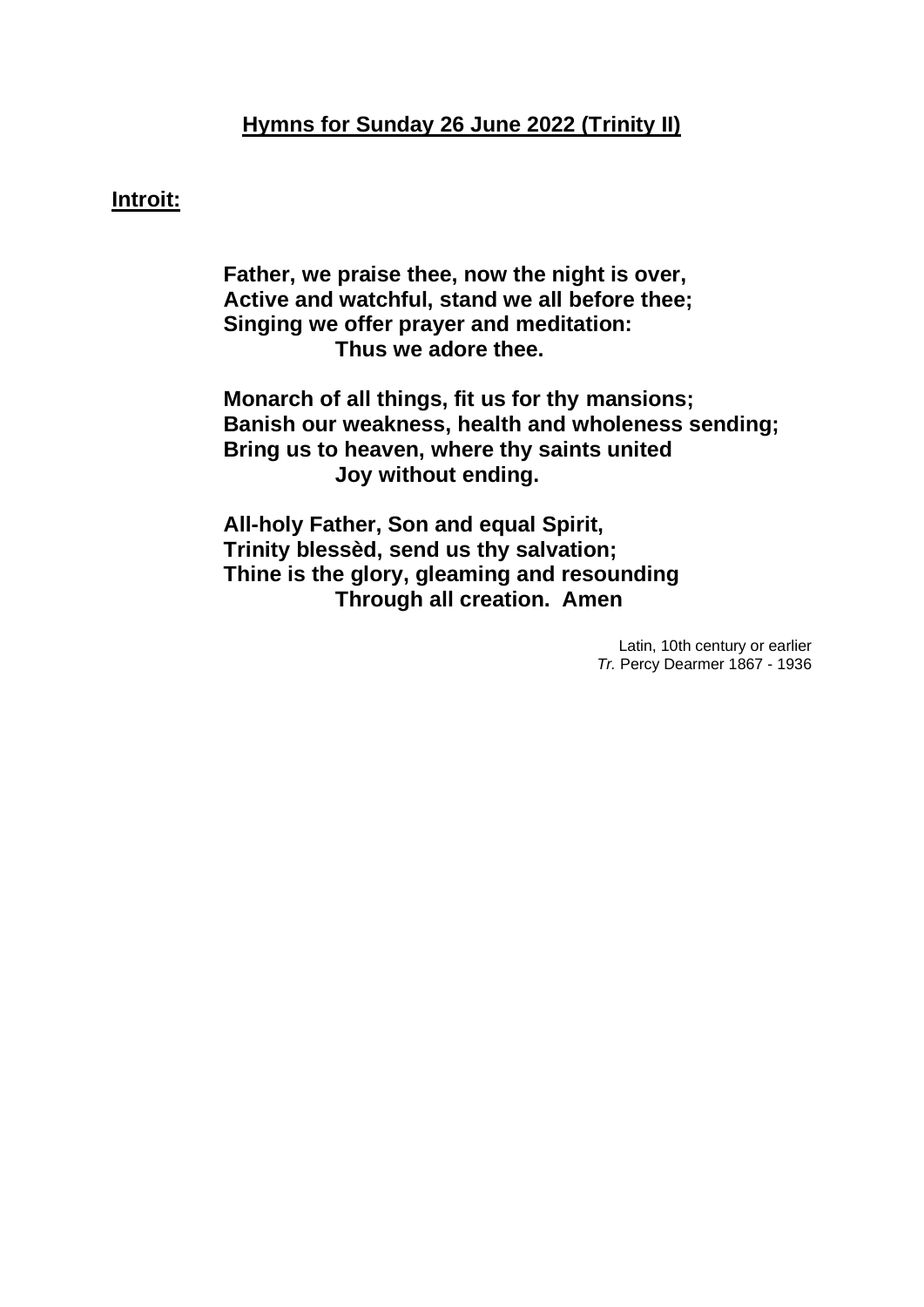## Hymns for Sunday 26 June 2022 (Trinity II)

**Introit:**

**Father, we praise thee, now the night is over,**
**Active and watchful, stand we all before thee;**
**Singing we offer prayer and meditation:**
**Thus we adore thee.**

**Monarch of all things, fit us for thy mansions;**
**Banish our weakness, health and wholeness sending;**
**Bring us to heaven, where thy saints united**
**Joy without ending.**

**All-holy Father, Son and equal Spirit,**
**Trinity blessèd, send us thy salvation;**
**Thine is the glory, gleaming and resounding**
**Through all creation. Amen**

Latin, 10th century or earlier
*Tr.* Percy Dearmer 1867 - 1936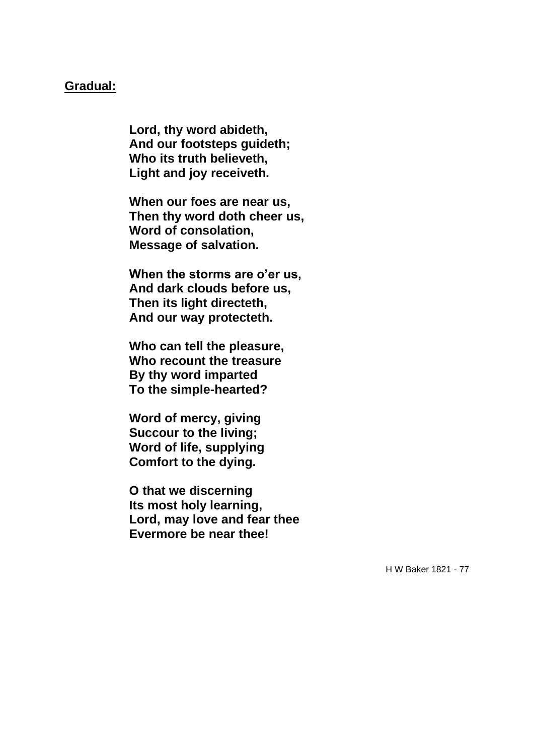**Gradual:**

**Lord, thy word abideth,**
**And our footsteps guideth;**
**Who its truth believeth,**
**Light and joy receiveth.**

**When our foes are near us,**
**Then thy word doth cheer us,**
**Word of consolation,**
**Message of salvation.**

**When the storms are o'er us,**
**And dark clouds before us,**
**Then its light directeth,**
**And our way protecteth.**

**Who can tell the pleasure,**
**Who recount the treasure**
**By thy word imparted**
**To the simple-hearted?**

**Word of mercy, giving**
**Succour to the living;**
**Word of life, supplying**
**Comfort to the dying.**

**O that we discerning**
**Its most holy learning,**
**Lord, may love and fear thee**
**Evermore be near thee!**

H W Baker 1821 - 77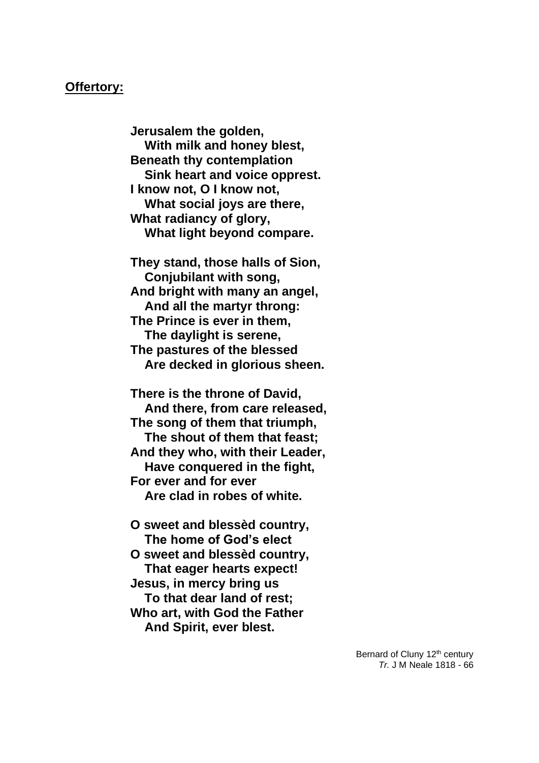**Offertory:**

**Jerusalem the golden,**
**With milk and honey blest,**
**Beneath thy contemplation**
**Sink heart and voice opprest.**
**I know not, O I know not,**
**What social joys are there,**
**What radiancy of glory,**
**What light beyond compare.**

**They stand, those halls of Sion,**
**Conjubilant with song,**
**And bright with many an angel,**
**And all the martyr throng:**
**The Prince is ever in them,**
**The daylight is serene,**
**The pastures of the blessed**
**Are decked in glorious sheen.**

**There is the throne of David,**
**And there, from care released,**
**The song of them that triumph,**
**The shout of them that feast;**
**And they who, with their Leader,**
**Have conquered in the fight,**
**For ever and for ever**
**Are clad in robes of white.**

**O sweet and blessèd country,**
**The home of God's elect**
**O sweet and blessèd country,**
**That eager hearts expect!**
**Jesus, in mercy bring us**
**To that dear land of rest;**
**Who art, with God the Father**
**And Spirit, ever blest.**

Bernard of Cluny 12th century
*Tr.* J M Neale 1818 - 66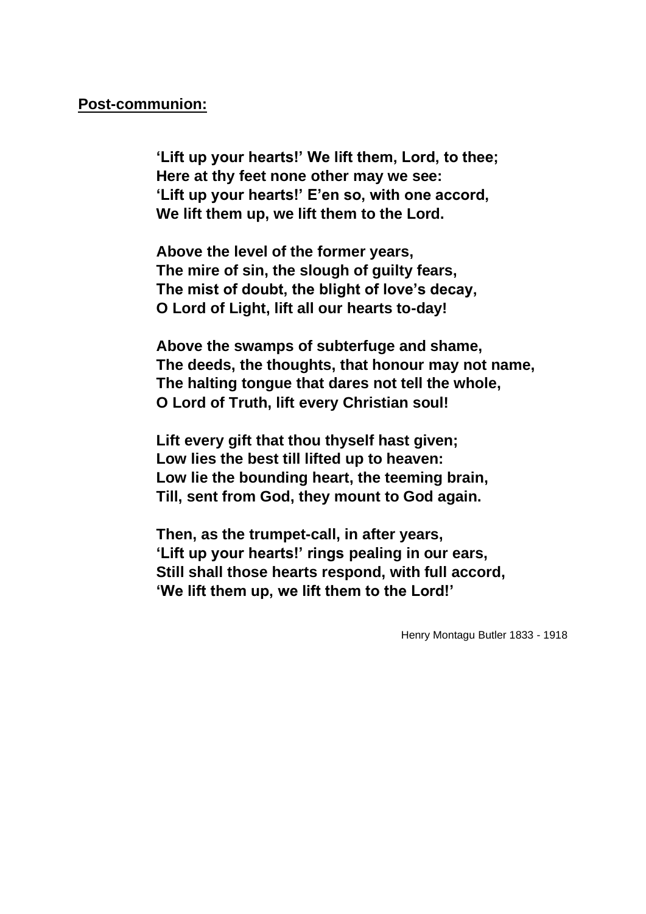**Post-communion:**

**'Lift up your hearts!' We lift them, Lord, to thee;**
**Here at thy feet none other may we see:**
**'Lift up your hearts!' E'en so, with one accord,**
**We lift them up, we lift them to the Lord.**

**Above the level of the former years,**
**The mire of sin, the slough of guilty fears,**
**The mist of doubt, the blight of love's decay,**
**O Lord of Light, lift all our hearts to-day!**

**Above the swamps of subterfuge and shame,**
**The deeds, the thoughts, that honour may not name,**
**The halting tongue that dares not tell the whole,**
**O Lord of Truth, lift every Christian soul!**

**Lift every gift that thou thyself hast given;**
**Low lies the best till lifted up to heaven:**
**Low lie the bounding heart, the teeming brain,**
**Till, sent from God, they mount to God again.**

**Then, as the trumpet-call, in after years,**
**'Lift up your hearts!' rings pealing in our ears,**
**Still shall those hearts respond, with full accord,**
**'We lift them up, we lift them to the Lord!'**

Henry Montagu Butler 1833 - 1918